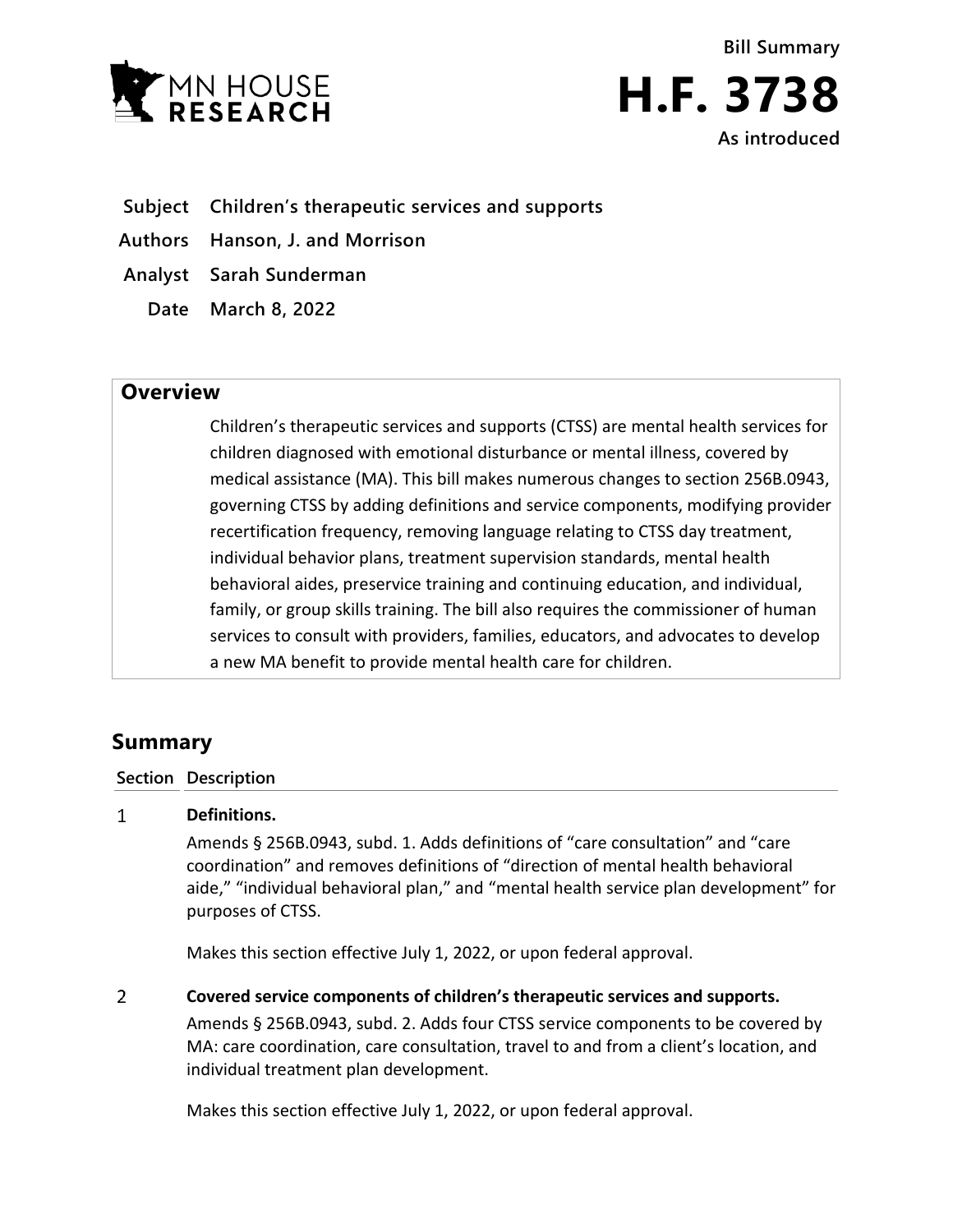MN HOUSE RESEARCH

Bill Summary

# H.F. 3738

As introduced

**Subject** Children's therapeutic services and supports

**Authors** Hanson, J. and Morrison

**Analyst** Sarah Sunderman

**Date** March 8, 2022

## Overview

Children's therapeutic services and supports (CTSS) are mental health services for children diagnosed with emotional disturbance or mental illness, covered by medical assistance (MA). This bill makes numerous changes to section 256B.0943, governing CTSS by adding definitions and service components, modifying provider recertification frequency, removing language relating to CTSS day treatment, individual behavior plans, treatment supervision standards, mental health behavioral aides, preservice training and continuing education, and individual, family, or group skills training. The bill also requires the commissioner of human services to consult with providers, families, educators, and advocates to develop a new MA benefit to provide mental health care for children.

## Summary

| Section | Description |
| --- | --- |
| 1 | **Definitions.**<br>Amends § 256B.0943, subd. 1. Adds definitions of "care consultation" and "care coordination" and removes definitions of "direction of mental health behavioral aide," "individual behavioral plan," and "mental health service plan development" for purposes of CTSS.<br><br>Makes this section effective July 1, 2022, or upon federal approval. |
| 2 | **Covered service components of children's therapeutic services and supports.**<br>Amends § 256B.0943, subd. 2. Adds four CTSS service components to be covered by MA: care coordination, care consultation, travel to and from a client's location, and individual treatment plan development.<br><br>Makes this section effective July 1, 2022, or upon federal approval. |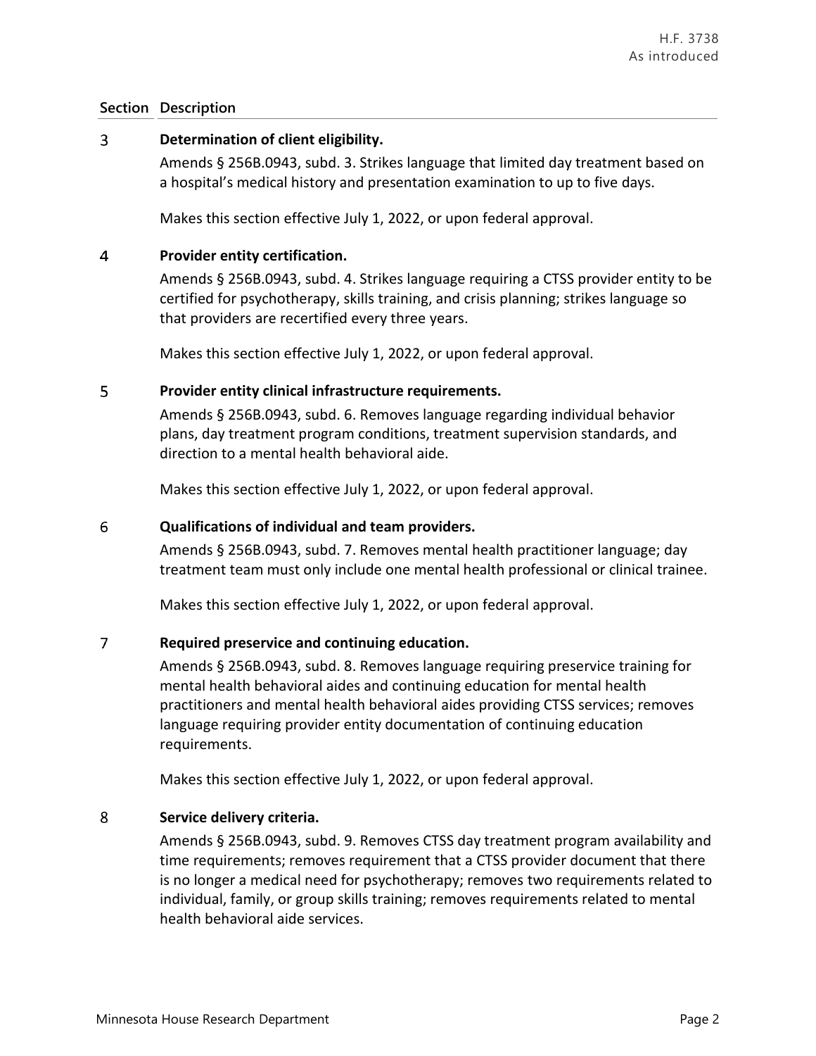| Section | Description |
| --- | --- |
| 3 | **Determination of client eligibility.**<br><br>Amends § 256B.0943, subd. 3. Strikes language that limited day treatment based on a hospital's medical history and presentation examination to up to five days.<br><br>Makes this section effective July 1, 2022, or upon federal approval. |
| 4 | **Provider entity certification.**<br><br>Amends § 256B.0943, subd. 4. Strikes language requiring a CTSS provider entity to be certified for psychotherapy, skills training, and crisis planning; strikes language so that providers are recertified every three years.<br><br>Makes this section effective July 1, 2022, or upon federal approval. |
| 5 | **Provider entity clinical infrastructure requirements.**<br><br>Amends § 256B.0943, subd. 6. Removes language regarding individual behavior plans, day treatment program conditions, treatment supervision standards, and direction to a mental health behavioral aide.<br><br>Makes this section effective July 1, 2022, or upon federal approval. |
| 6 | **Qualifications of individual and team providers.**<br><br>Amends § 256B.0943, subd. 7. Removes mental health practitioner language; day treatment team must only include one mental health professional or clinical trainee.<br><br>Makes this section effective July 1, 2022, or upon federal approval. |
| 7 | **Required preservice and continuing education.**<br><br>Amends § 256B.0943, subd. 8. Removes language requiring preservice training for mental health behavioral aides and continuing education for mental health practitioners and mental health behavioral aides providing CTSS services; removes language requiring provider entity documentation of continuing education requirements.<br><br>Makes this section effective July 1, 2022, or upon federal approval. |
| 8 | **Service delivery criteria.**<br><br>Amends § 256B.0943, subd. 9. Removes CTSS day treatment program availability and time requirements; removes requirement that a CTSS provider document that there is no longer a medical need for psychotherapy; removes two requirements related to individual, family, or group skills training; removes requirements related to mental health behavioral aide services. |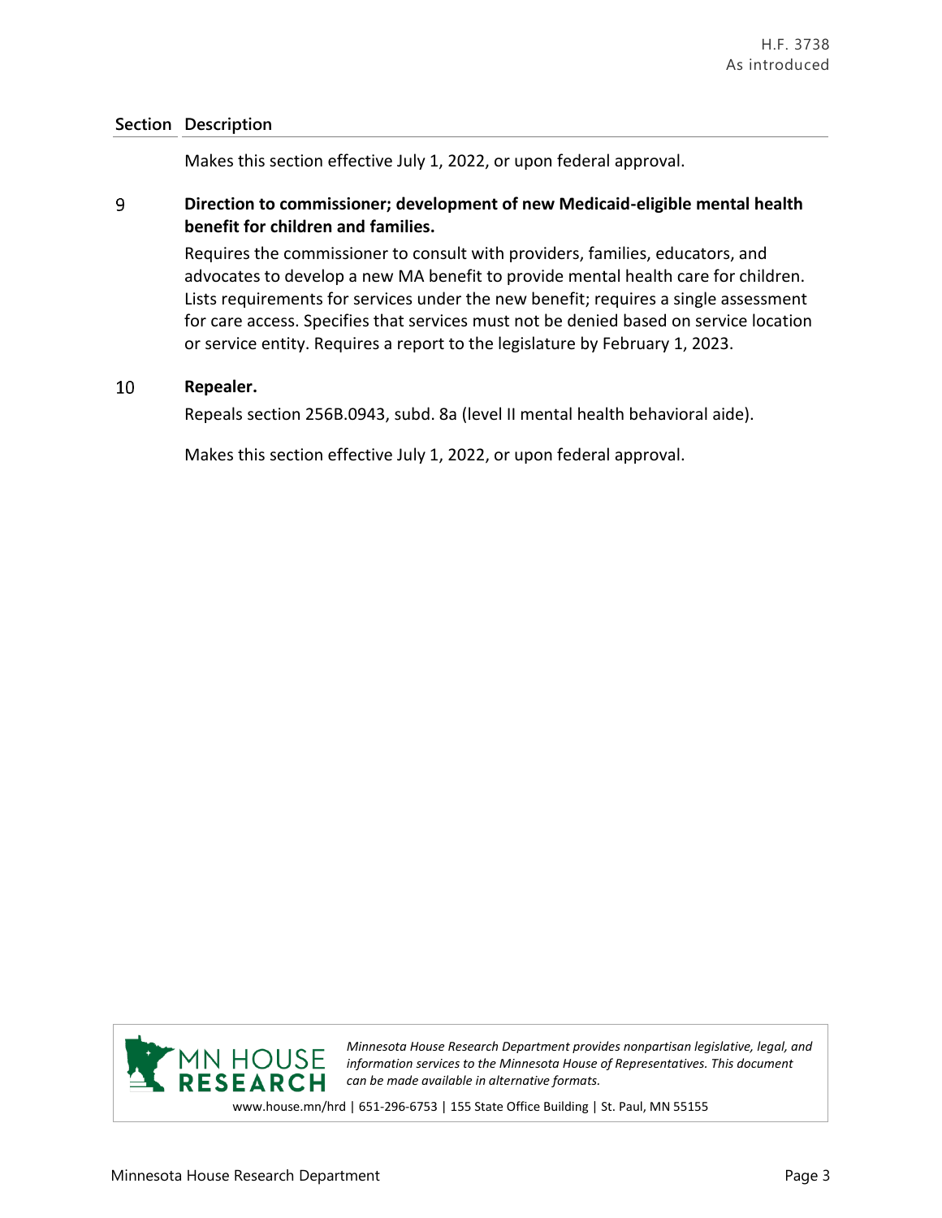| Section | Description |
|---|---|
| | Makes this section effective July 1, 2022, or upon federal approval. |
| 9 | **Direction to commissioner; development of new Medicaid-eligible mental health benefit for children and families.**<br><br>Requires the commissioner to consult with providers, families, educators, and advocates to develop a new MA benefit to provide mental health care for children. Lists requirements for services under the new benefit; requires a single assessment for care access. Specifies that services must not be denied based on service location or service entity. Requires a report to the legislature by February 1, 2023. |
| 10 | **Repealer.**<br><br>Repeals section 256B.0943, subd. 8a (level II mental health behavioral aide).<br><br>Makes this section effective July 1, 2022, or upon federal approval. |

MN HOUSE RESEARCH

*Minnesota House Research Department provides nonpartisan legislative, legal, and information services to the Minnesota House of Representatives. This document can be made available in alternative formats.*

www.house.mn/hrd | 651-296-6753 | 155 State Office Building | St. Paul, MN 55155